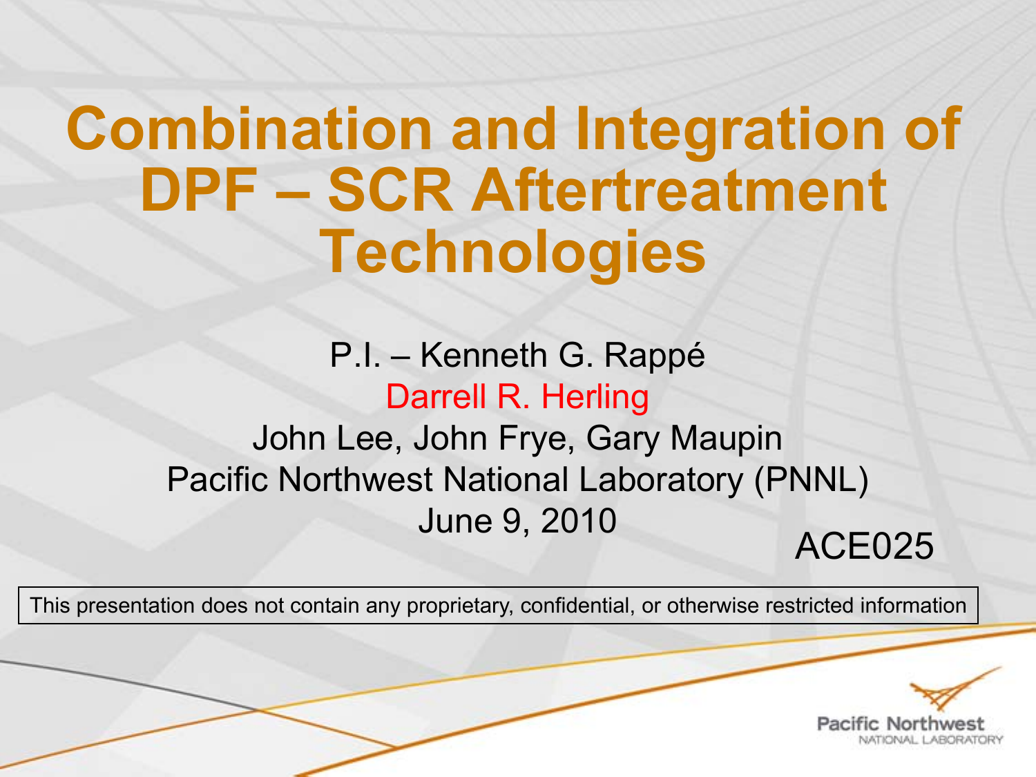# Combination and Integration of DPF – SCR Aftertreatment Technologies

P.I. – Kenneth G. Rappé

Darrell R. Herling

John Lee, John Frye, Gary Maupin

Pacific Northwest National Laboratory (PNNL)

June 9, 2010

ACE025

This presentation does not contain any proprietary, confidential, or otherwise restricted information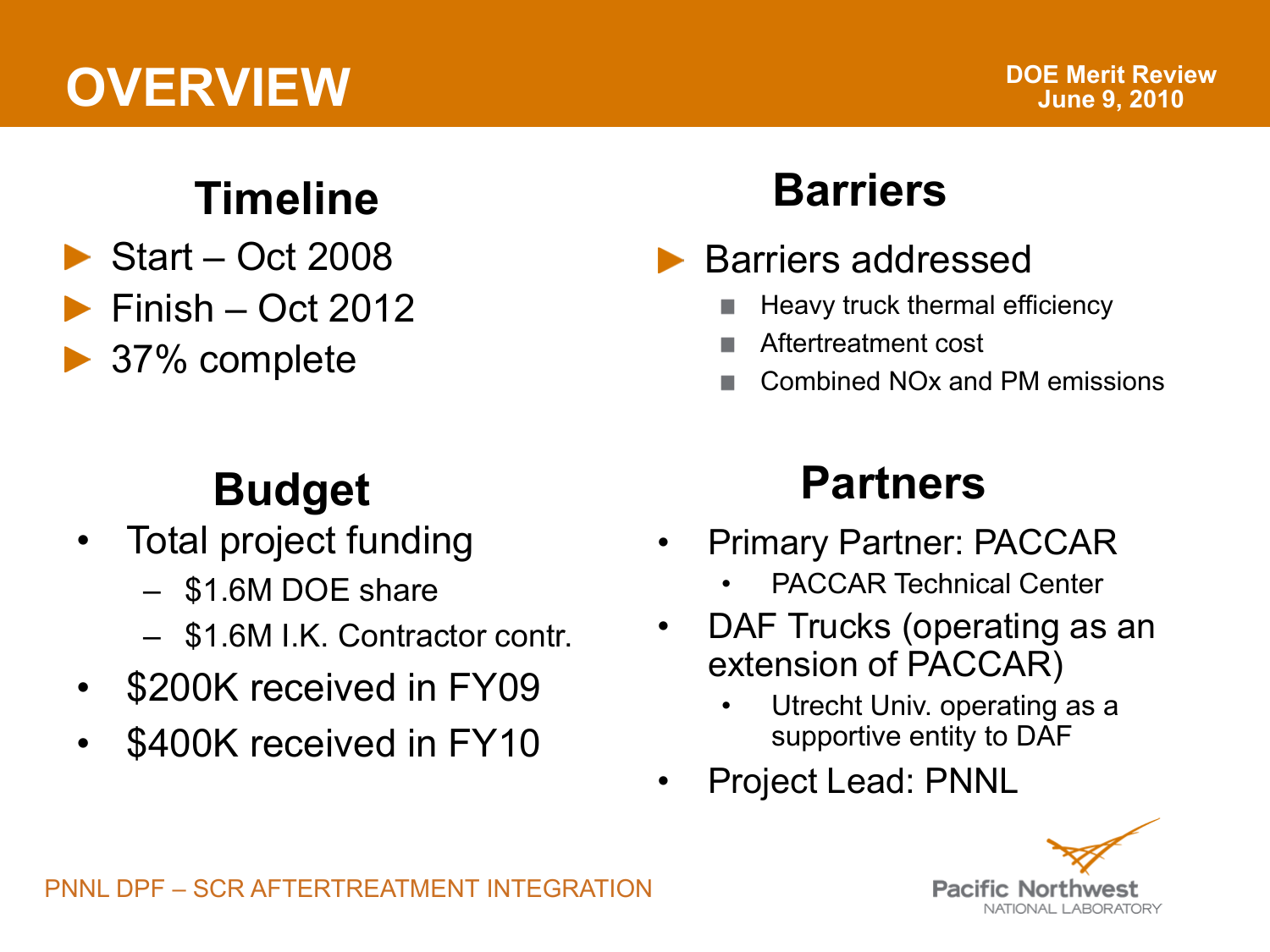# OVERVIEW

DOE Merit Review
June 9, 2010

## Timeline

- Start – Oct 2008
- Finish – Oct 2012
- 37% complete

## Budget

- Total project funding
  - $1.6M DOE share
  - $1.6M I.K. Contractor contr.
- $200K received in FY09
- $400K received in FY10

## Barriers

- Barriers addressed
  - Heavy truck thermal efficiency
  - Aftertreatment cost
  - Combined NOx and PM emissions

## Partners

- Primary Partner: PACCAR
  - PACCAR Technical Center
- DAF Trucks (operating as an extension of PACCAR)
  - Utrecht Univ. operating as a supportive entity to DAF
- Project Lead: PNNL

PNNL DPF – SCR AFTERTREATMENT INTEGRATION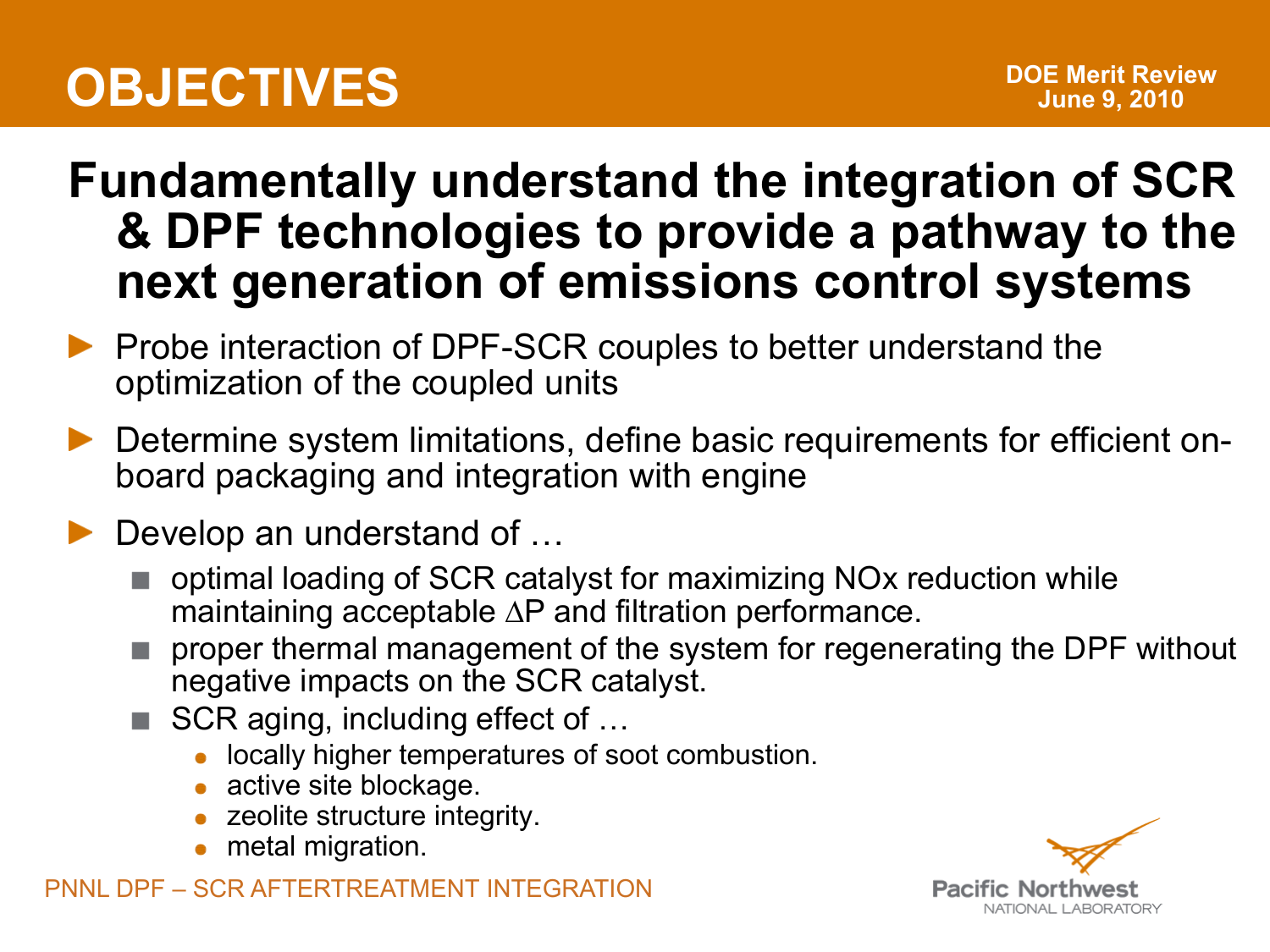# OBJECTIVES

## Fundamentally understand the integration of SCR & DPF technologies to provide a pathway to the next generation of emissions control systems

- Probe interaction of DPF-SCR couples to better understand the optimization of the coupled units
- Determine system limitations, define basic requirements for efficient on-board packaging and integration with engine
- Develop an understand of …
  - optimal loading of SCR catalyst for maximizing NOx reduction while maintaining acceptable ΔP and filtration performance.
  - proper thermal management of the system for regenerating the DPF without negative impacts on the SCR catalyst.
  - SCR aging, including effect of …
    - locally higher temperatures of soot combustion.
    - active site blockage.
    - zeolite structure integrity.
    - metal migration.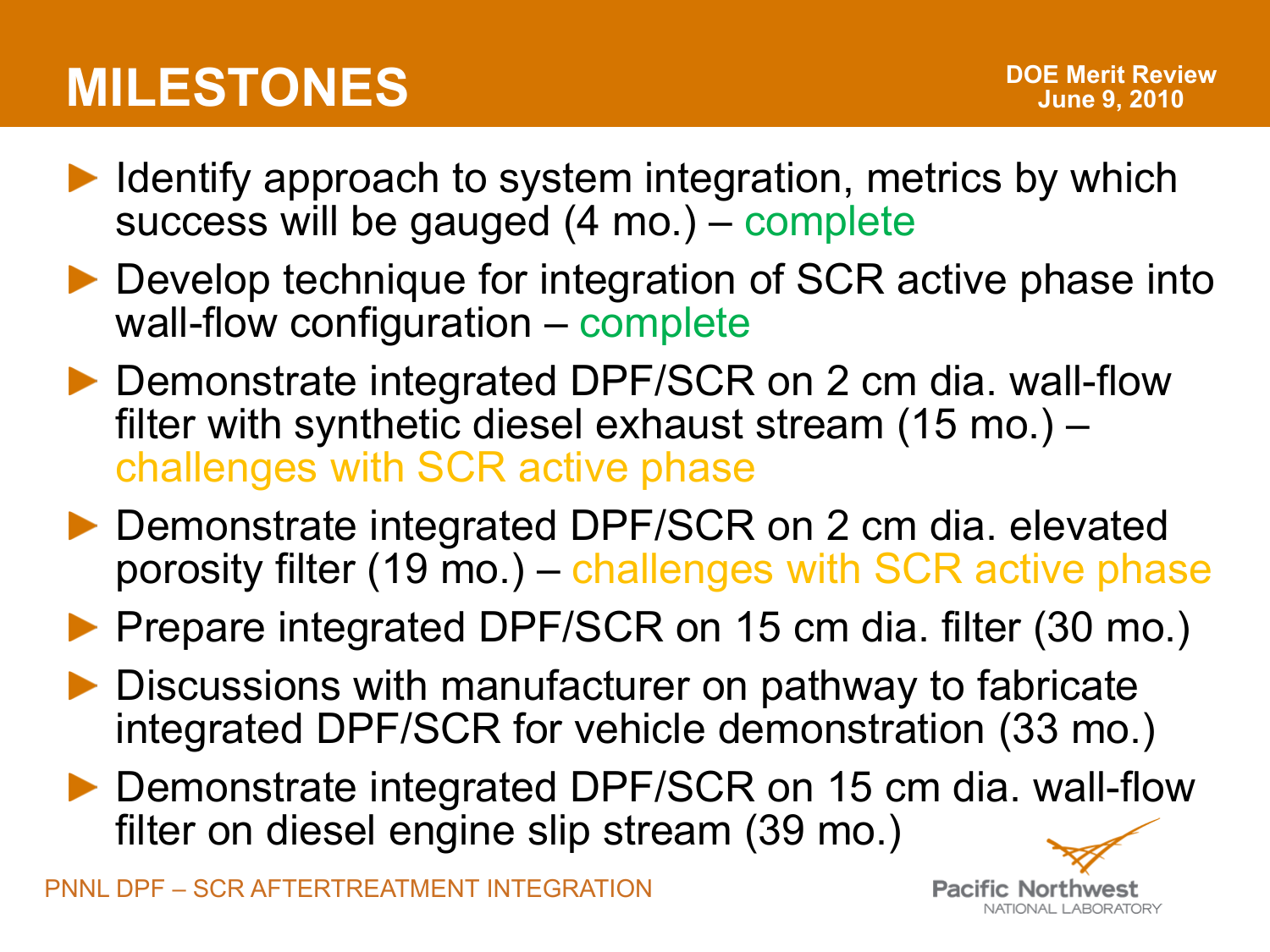# MILESTONES

- Identify approach to system integration, metrics by which success will be gauged (4 mo.) – complete
- Develop technique for integration of SCR active phase into wall-flow configuration – complete
- Demonstrate integrated DPF/SCR on 2 cm dia. wall-flow filter with synthetic diesel exhaust stream (15 mo.) – challenges with SCR active phase
- Demonstrate integrated DPF/SCR on 2 cm dia. elevated porosity filter (19 mo.) – challenges with SCR active phase
- Prepare integrated DPF/SCR on 15 cm dia. filter (30 mo.)
- Discussions with manufacturer on pathway to fabricate integrated DPF/SCR for vehicle demonstration (33 mo.)
- Demonstrate integrated DPF/SCR on 15 cm dia. wall-flow filter on diesel engine slip stream (39 mo.)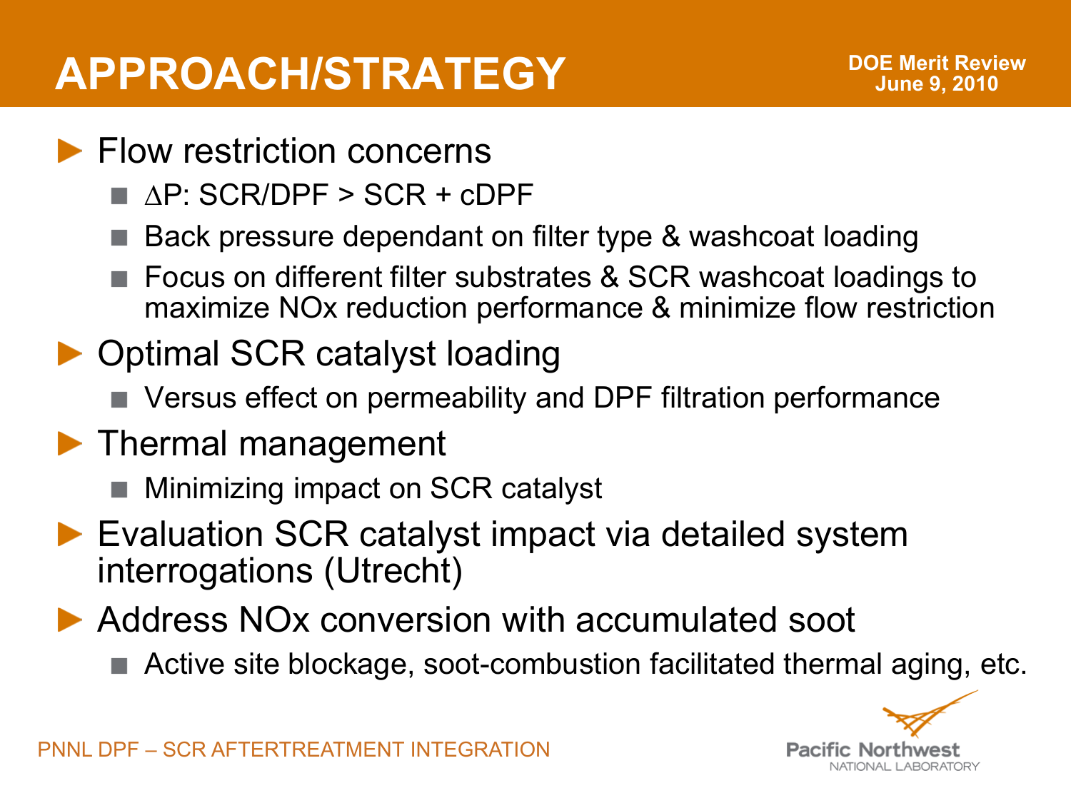# APPROACH/STRATEGY

- Flow restriction concerns
  - $\Delta P$: SCR/DPF > SCR + cDPF
  - Back pressure dependant on filter type & washcoat loading
  - Focus on different filter substrates & SCR washcoat loadings to maximize NOx reduction performance & minimize flow restriction
- Optimal SCR catalyst loading
  - Versus effect on permeability and DPF filtration performance
- Thermal management
  - Minimizing impact on SCR catalyst
- Evaluation SCR catalyst impact via detailed system interrogations (Utrecht)
- Address NOx conversion with accumulated soot
  - Active site blockage, soot-combustion facilitated thermal aging, etc.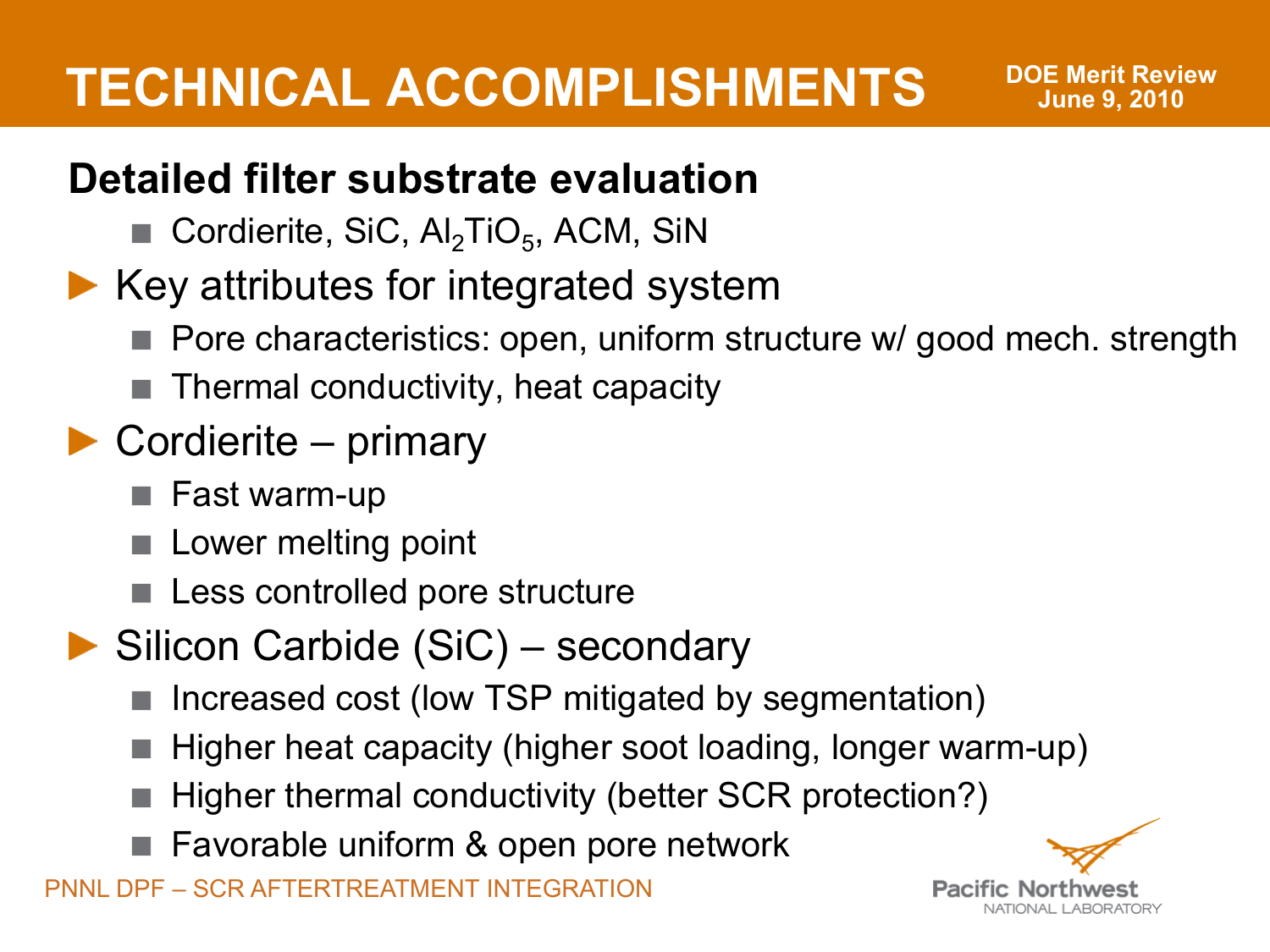# TECHNICAL ACCOMPLISHMENTS

## Detailed filter substrate evaluation

- Cordierite, SiC, $Al_2TiO_5$, ACM, SiN

- Key attributes for integrated system
  - Pore characteristics: open, uniform structure w/ good mech. strength
  - Thermal conductivity, heat capacity
- Cordierite – primary
  - Fast warm-up
  - Lower melting point
  - Less controlled pore structure
- Silicon Carbide (SiC) – secondary
  - Increased cost (low TSP mitigated by segmentation)
  - Higher heat capacity (higher soot loading, longer warm-up)
  - Higher thermal conductivity (better SCR protection?)
  - Favorable uniform & open pore network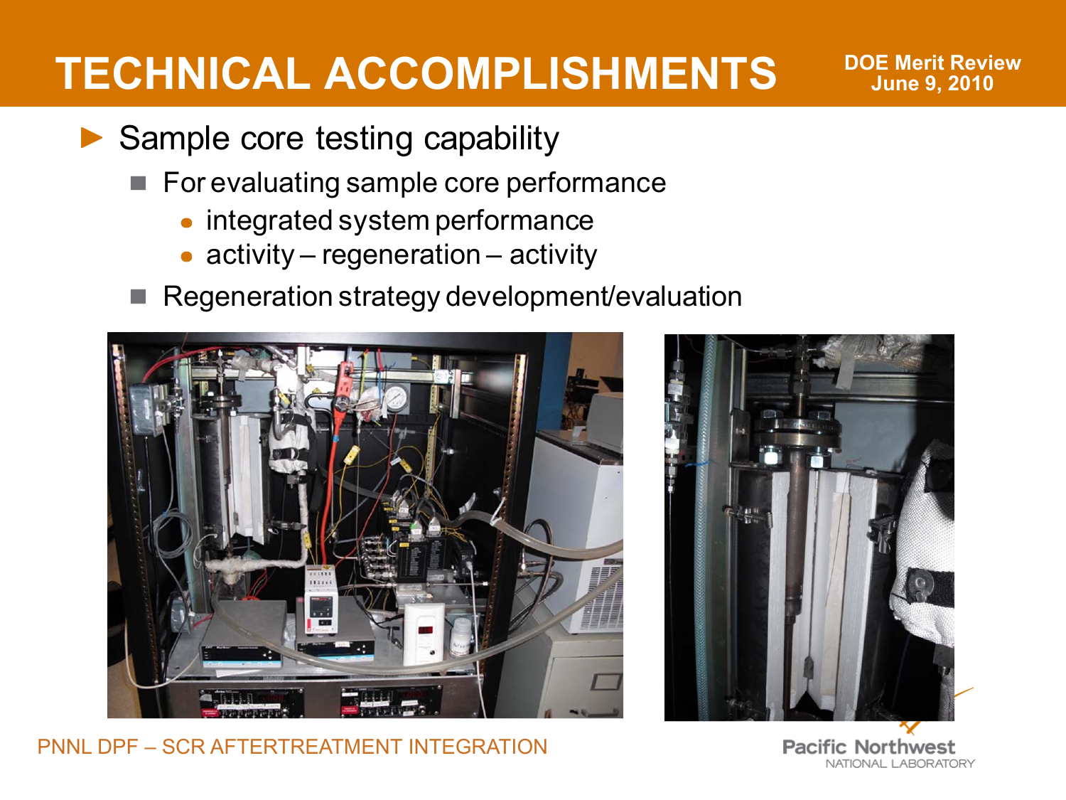# TECHNICAL ACCOMPLISHMENTS

- Sample core testing capability
  - For evaluating sample core performance
    - integrated system performance
    - activity – regeneration – activity
  - Regeneration strategy development/evaluation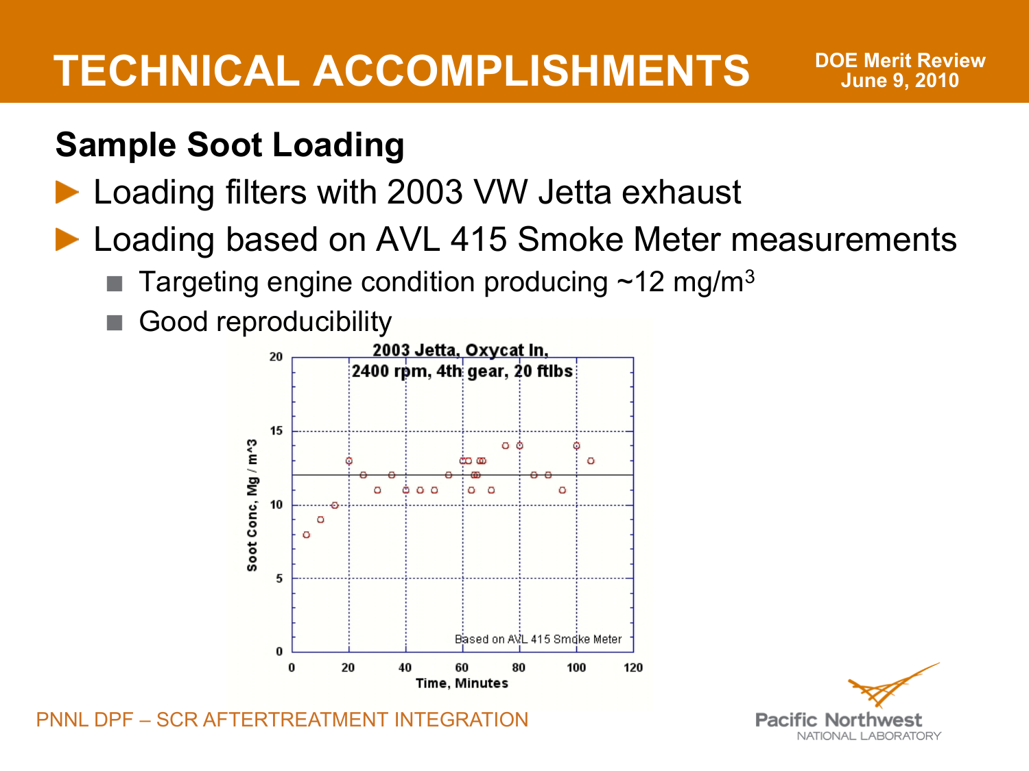# TECHNICAL ACCOMPLISHMENTS

DOE Merit Review
June 9, 2010

## Sample Soot Loading

- Loading filters with 2003 VW Jetta exhaust
- Loading based on AVL 415 Smoke Meter measurements
  - Targeting engine condition producing ~12 mg/m$^3$
  - Good reproducibility

2003 Jetta, Oxycat In, 2400 rpm, 4th gear, 20 ftlbs

Soot Conc, Mg / m^3

Time, Minutes

Based on AVL 415 Smoke Meter

PNNL DPF – SCR AFTERTREATMENT INTEGRATION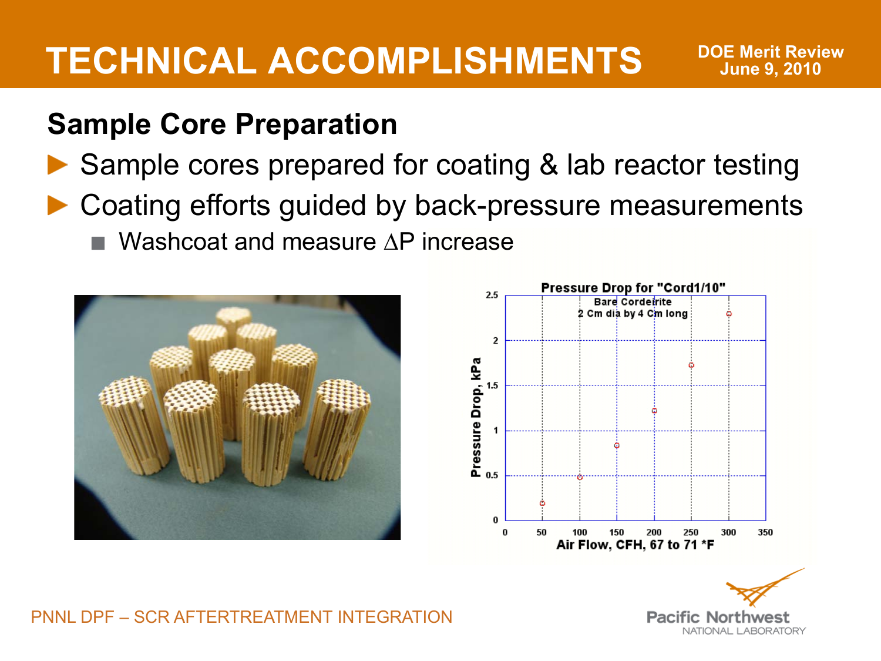# TECHNICAL ACCOMPLISHMENTS

DOE Merit Review
June 9, 2010

## Sample Core Preparation

- Sample cores prepared for coating & lab reactor testing
- Coating efforts guided by back-pressure measurements
  - Washcoat and measure $\Delta P$ increase

**Pressure Drop for "Cord1/10"**
Bare Cordeirite
2 Cm dia by 4 Cm long

| Air Flow, CFH, 67 to 71 *F | Pressure Drop, kPa |
|---|---|
| 50 | ~0.19 |
| 100 | ~0.48 |
| 150 | ~0.83 |
| 200 | ~1.21 |
| 250 | ~1.71 |
| 300 | ~2.28 |

PNNL DPF – SCR AFTERTREATMENT INTEGRATION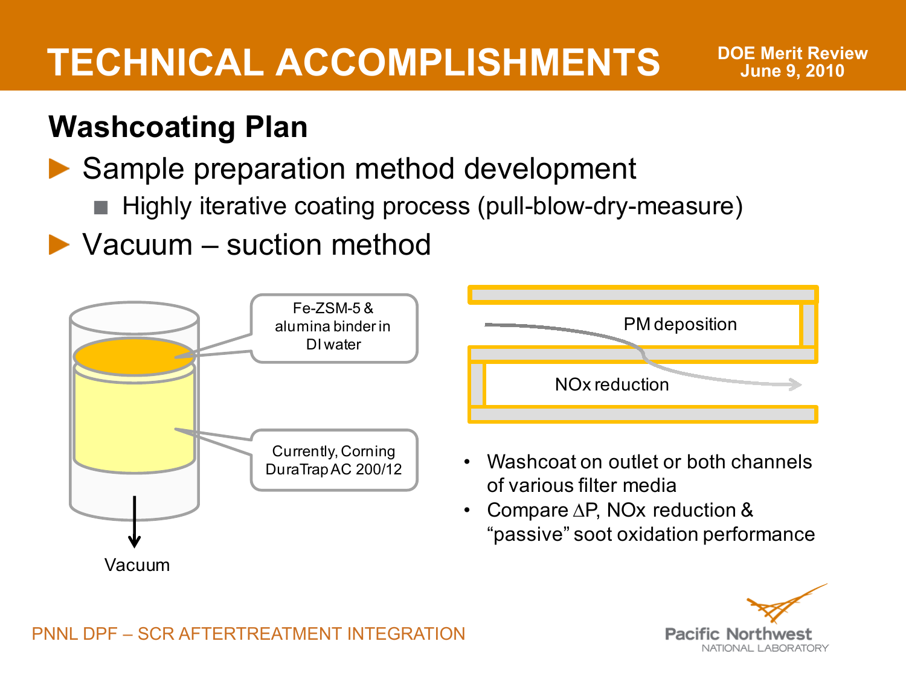# TECHNICAL ACCOMPLISHMENTS

## Washcoating Plan

- Sample preparation method development
  - Highly iterative coating process (pull-blow-dry-measure)
- Vacuum – suction method

Fe-ZSM-5 & alumina binder in DI water

Currently, Corning DuraTrap AC 200/12

Vacuum

PM deposition

NOx reduction

- Washcoat on outlet or both channels of various filter media
- Compare $\Delta$P, NOx reduction & "passive" soot oxidation performance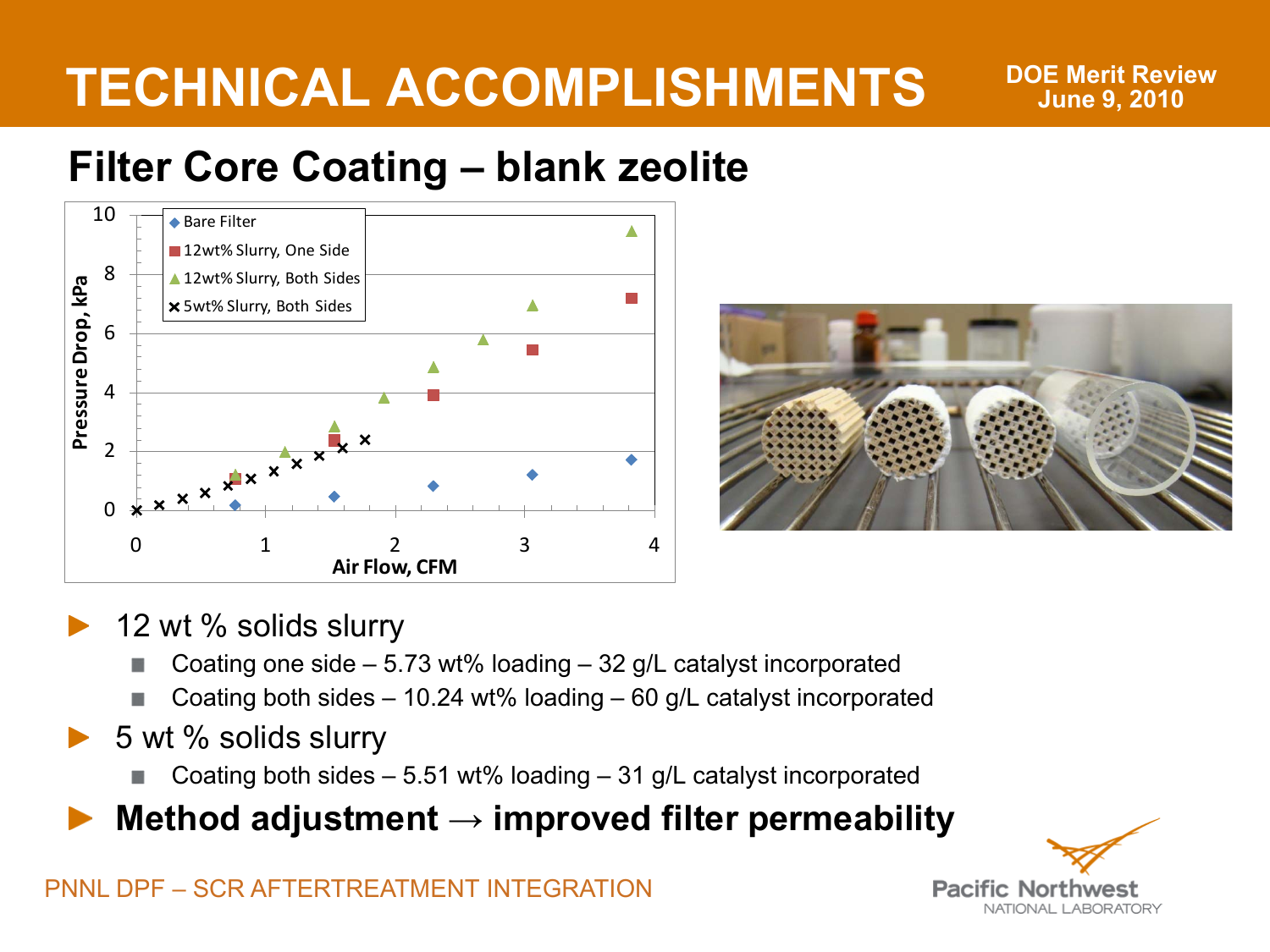# TECHNICAL ACCOMPLISHMENTS

DOE Merit Review
June 9, 2010

## Filter Core Coating – blank zeolite

- 12 wt % solids slurry
  - Coating one side – 5.73 wt% loading – 32 g/L catalyst incorporated
  - Coating both sides – 10.24 wt% loading – 60 g/L catalyst incorporated
- 5 wt % solids slurry
  - Coating both sides – 5.51 wt% loading – 31 g/L catalyst incorporated
- **Method adjustment → improved filter permeability**

PNNL DPF – SCR AFTERTREATMENT INTEGRATION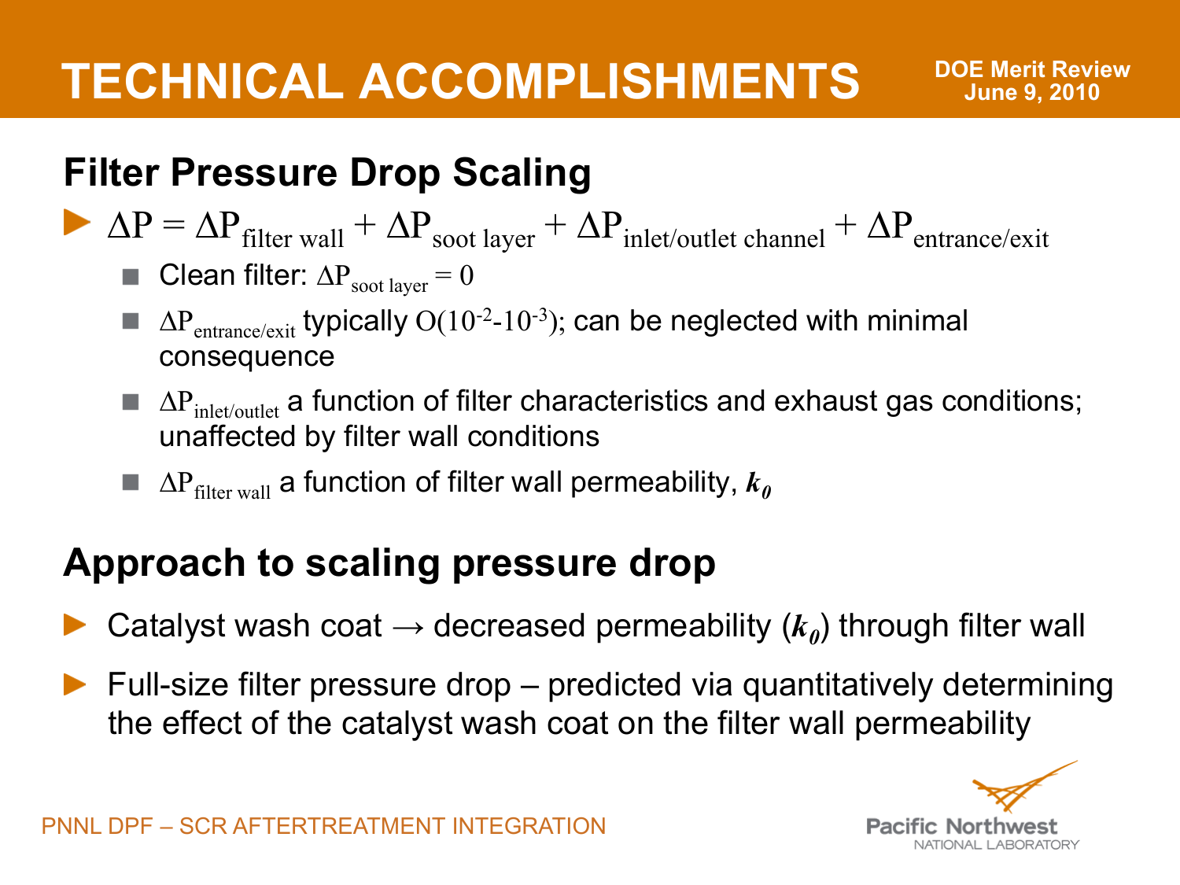# TECHNICAL ACCOMPLISHMENTS

## Filter Pressure Drop Scaling

- $\Delta P = \Delta P_{\text{filter wall}} + \Delta P_{\text{soot layer}} + \Delta P_{\text{inlet/outlet channel}} + \Delta P_{\text{entrance/exit}}$
  - Clean filter: $\Delta P_{\text{soot layer}} = 0$
  - $\Delta P_{\text{entrance/exit}}$ typically $O(10^{-2}\text{-}10^{-3})$; can be neglected with minimal consequence
  - $\Delta P_{\text{inlet/outlet}}$ a function of filter characteristics and exhaust gas conditions; unaffected by filter wall conditions
  - $\Delta P_{\text{filter wall}}$ a function of filter wall permeability, $k_0$

## Approach to scaling pressure drop

- Catalyst wash coat → decreased permeability ($k_0$) through filter wall
- Full-size filter pressure drop – predicted via quantitatively determining the effect of the catalyst wash coat on the filter wall permeability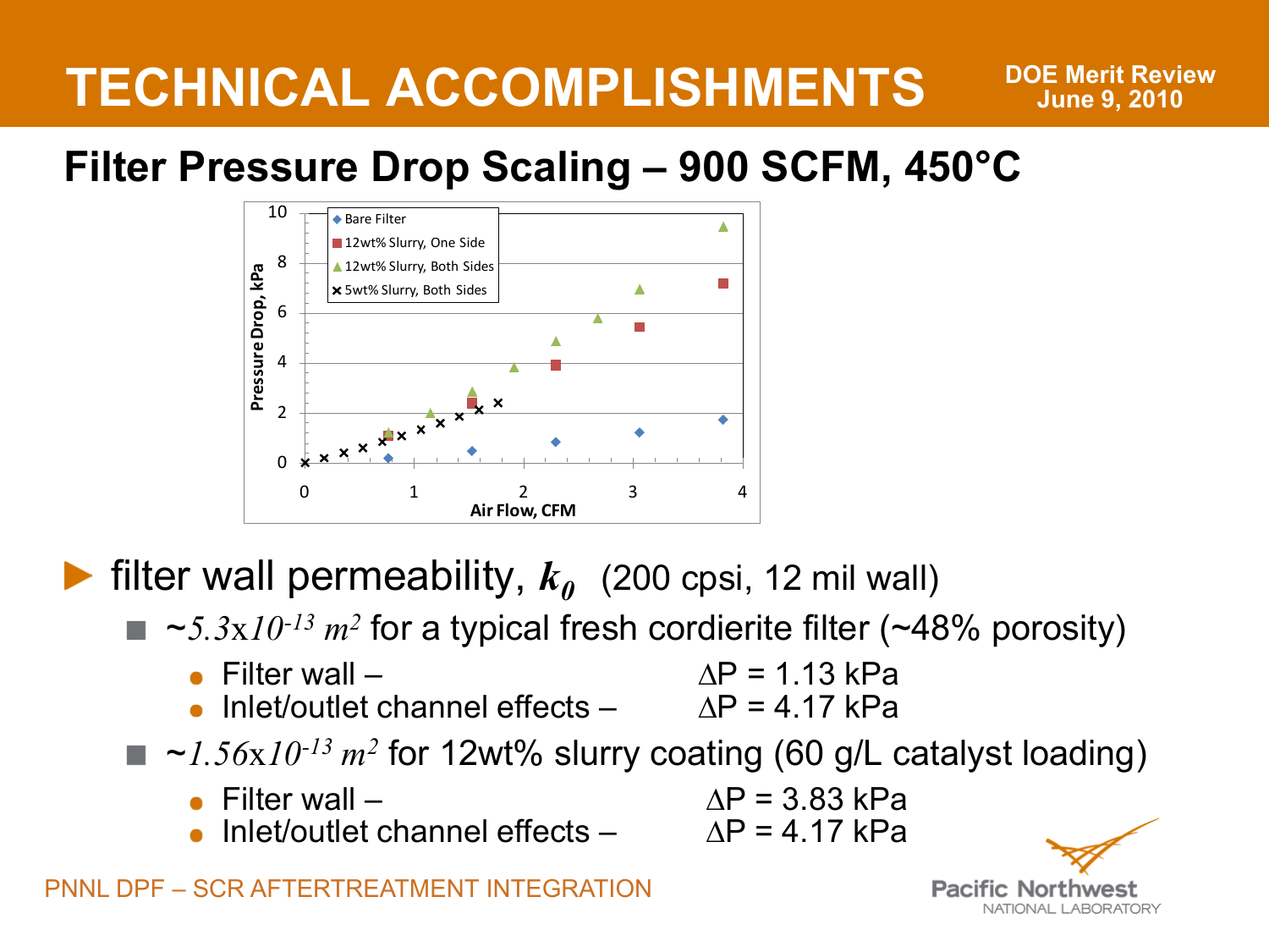# TECHNICAL ACCOMPLISHMENTS

DOE Merit Review
June 9, 2010

## Filter Pressure Drop Scaling – 900 SCFM, 450°C

- filter wall permeability, $k_0$ (200 cpsi, 12 mil wall)
  - ~$5.3 \times 10^{-13}$ $m^2$ for a typical fresh cordierite filter (~48% porosity)
    - Filter wall – $\Delta P$ = 1.13 kPa
    - Inlet/outlet channel effects – $\Delta P$ = 4.17 kPa
  - ~$1.56 \times 10^{-13}$ $m^2$ for 12wt% slurry coating (60 g/L catalyst loading)
    - Filter wall – $\Delta P$ = 3.83 kPa
    - Inlet/outlet channel effects – $\Delta P$ = 4.17 kPa

PNNL DPF – SCR AFTERTREATMENT INTEGRATION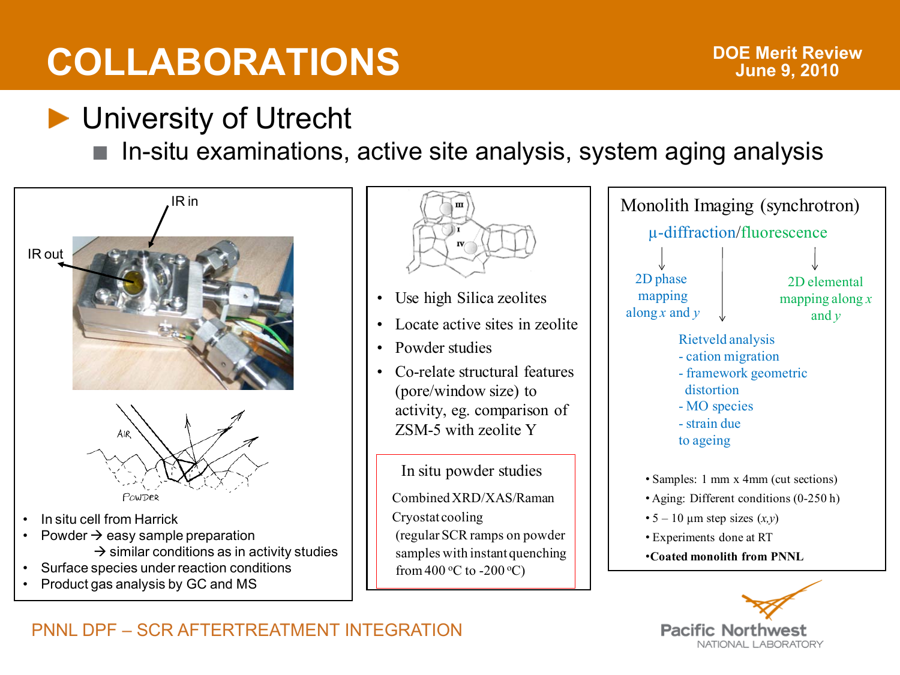# COLLABORATIONS

DOE Merit Review
June 9, 2010

## University of Utrecht

- In-situ examinations, active site analysis, system aging analysis

IR in

IR out

AIR

POWDER

- In situ cell from Harrick
- Powder → easy sample preparation
  → similar conditions as in activity studies
- Surface species under reaction conditions
- Product gas analysis by GC and MS

III

I

IV

- Use high Silica zeolites
- Locate active sites in zeolite
- Powder studies
- Co-relate structural features (pore/window size) to activity, eg. comparison of ZSM-5 with zeolite Y

**In situ powder studies**

Combined XRD/XAS/Raman

Cryostat cooling

(regular SCR ramps on powder samples with instant quenching from 400 °C to -200 °C)

**Monolith Imaging (synchrotron)**

μ-diffraction/fluorescence

- 2D phase mapping along $x$ and $y$
- 2D elemental mapping along $x$ and $y$

Rietveld analysis
- cation migration
- framework geometric distortion
- MO species
- strain due to ageing

- Samples: 1 mm x 4mm (cut sections)
- Aging: Different conditions (0-250 h)
- 5 – 10 μm step sizes ($x$,$y$)
- Experiments done at RT
- **Coated monolith from PNNL**

PNNL DPF – SCR AFTERTREATMENT INTEGRATION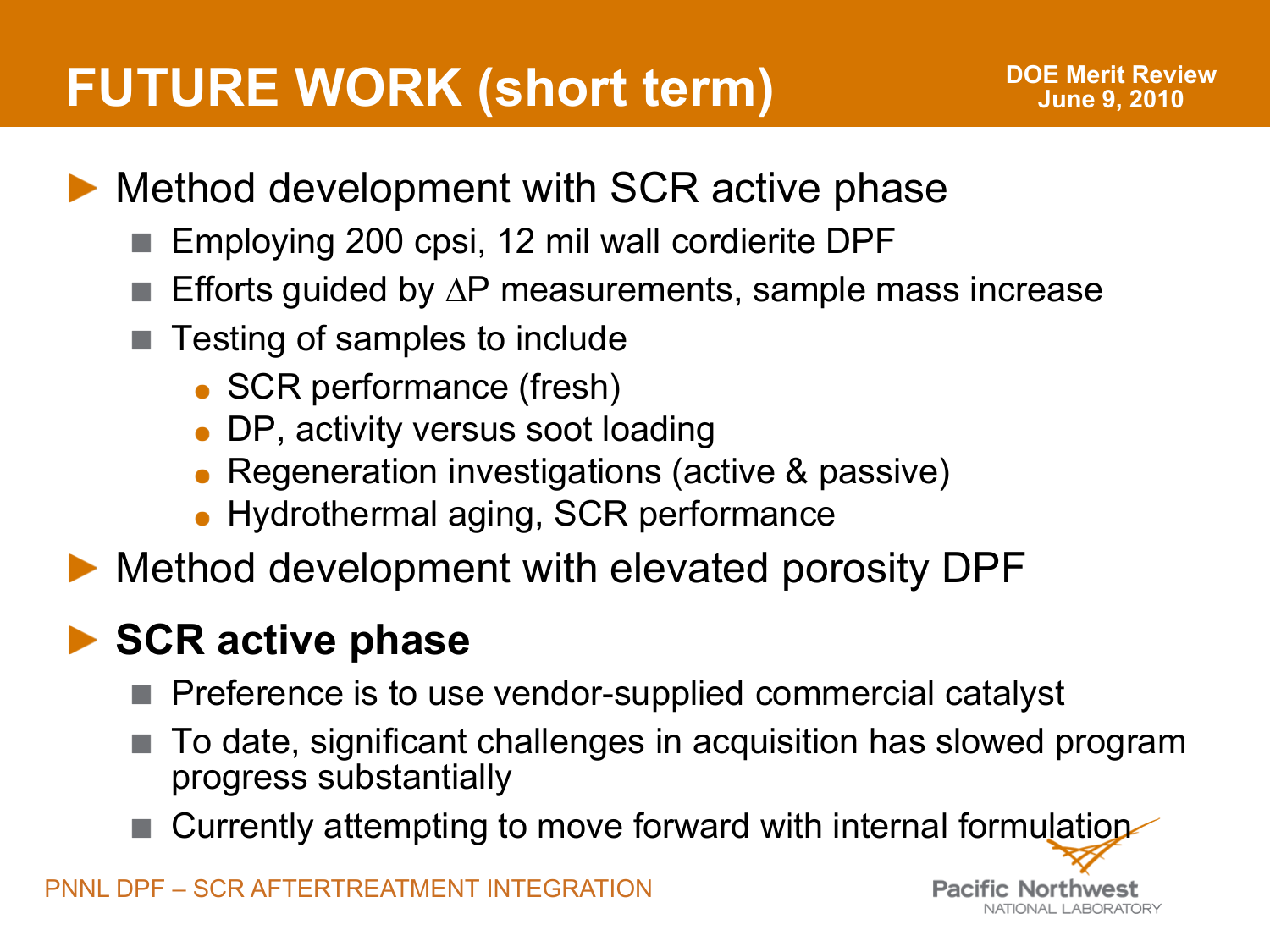# FUTURE WORK (short term)

- Method development with SCR active phase
  - Employing 200 cpsi, 12 mil wall cordierite DPF
  - Efforts guided by $\Delta$P measurements, sample mass increase
  - Testing of samples to include
    - SCR performance (fresh)
    - DP, activity versus soot loading
    - Regeneration investigations (active & passive)
    - Hydrothermal aging, SCR performance
- Method development with elevated porosity DPF
- **SCR active phase**
  - Preference is to use vendor-supplied commercial catalyst
  - To date, significant challenges in acquisition has slowed program progress substantially
  - Currently attempting to move forward with internal formulation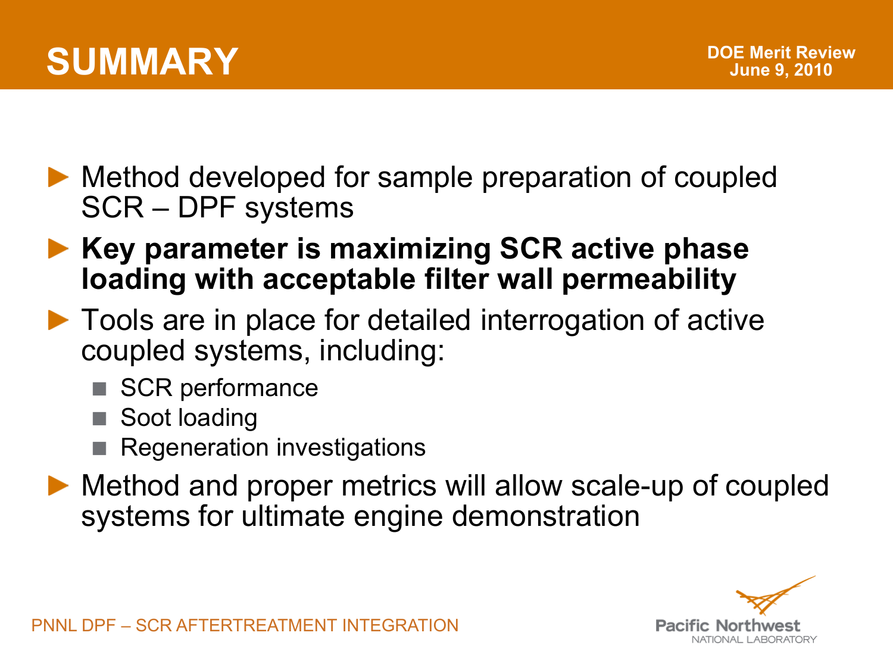# SUMMARY

- Method developed for sample preparation of coupled SCR – DPF systems
- **Key parameter is maximizing SCR active phase loading with acceptable filter wall permeability**
- Tools are in place for detailed interrogation of active coupled systems, including:
  - SCR performance
  - Soot loading
  - Regeneration investigations
- Method and proper metrics will allow scale-up of coupled systems for ultimate engine demonstration